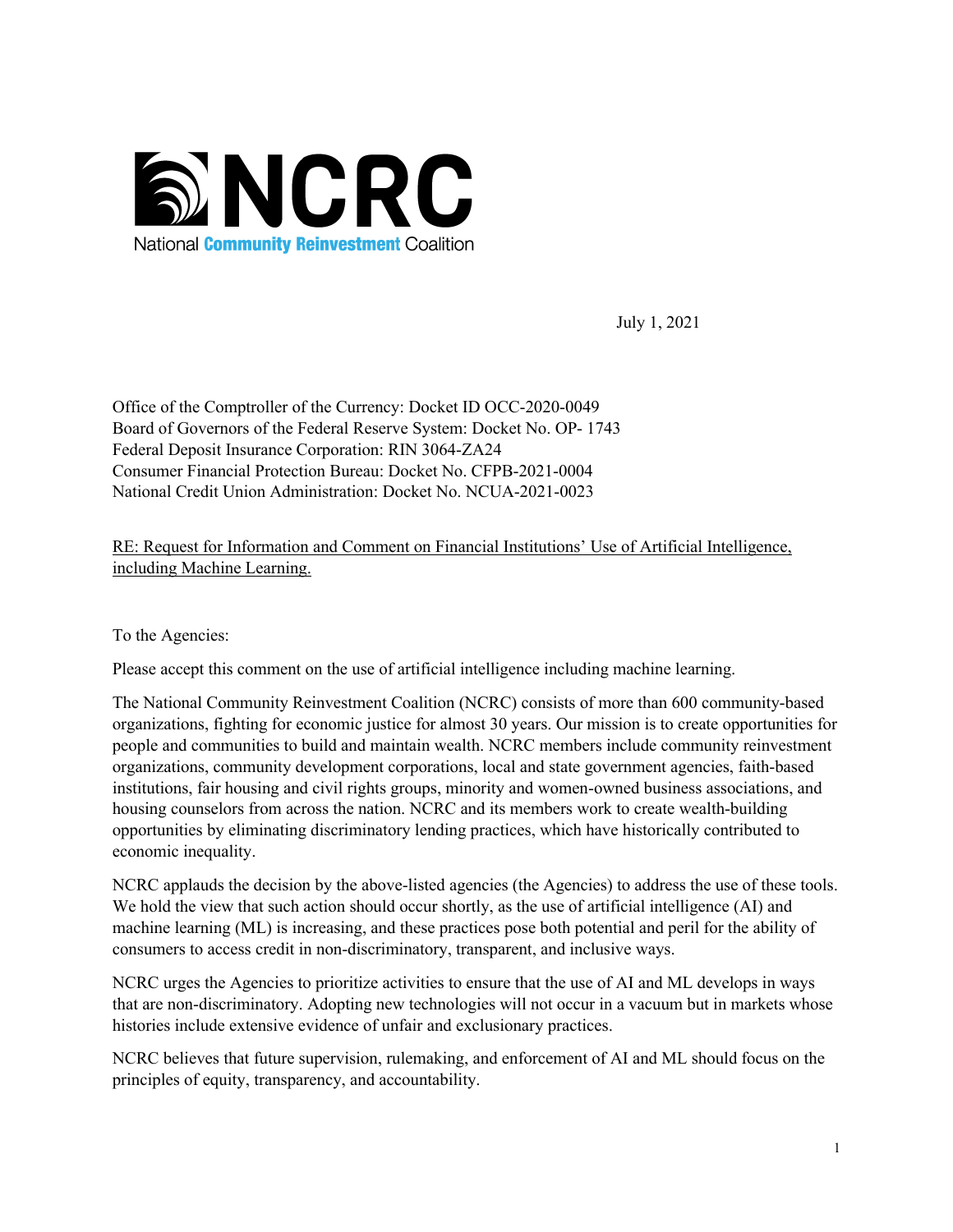NCRC

National Community Reinvestment Coalition

July 1, 2021

Office of the Comptroller of the Currency: Docket ID OCC-2020-0049
Board of Governors of the Federal Reserve System: Docket No. OP- 1743
Federal Deposit Insurance Corporation: RIN 3064-ZA24
Consumer Financial Protection Bureau: Docket No. CFPB-2021-0004
National Credit Union Administration: Docket No. NCUA-2021-0023

RE: Request for Information and Comment on Financial Institutions' Use of Artificial Intelligence, including Machine Learning.

To the Agencies:

Please accept this comment on the use of artificial intelligence including machine learning.

The National Community Reinvestment Coalition (NCRC) consists of more than 600 community-based organizations, fighting for economic justice for almost 30 years. Our mission is to create opportunities for people and communities to build and maintain wealth. NCRC members include community reinvestment organizations, community development corporations, local and state government agencies, faith-based institutions, fair housing and civil rights groups, minority and women-owned business associations, and housing counselors from across the nation. NCRC and its members work to create wealth-building opportunities by eliminating discriminatory lending practices, which have historically contributed to economic inequality.

NCRC applauds the decision by the above-listed agencies (the Agencies) to address the use of these tools. We hold the view that such action should occur shortly, as the use of artificial intelligence (AI) and machine learning (ML) is increasing, and these practices pose both potential and peril for the ability of consumers to access credit in non-discriminatory, transparent, and inclusive ways.

NCRC urges the Agencies to prioritize activities to ensure that the use of AI and ML develops in ways that are non-discriminatory. Adopting new technologies will not occur in a vacuum but in markets whose histories include extensive evidence of unfair and exclusionary practices.

NCRC believes that future supervision, rulemaking, and enforcement of AI and ML should focus on the principles of equity, transparency, and accountability.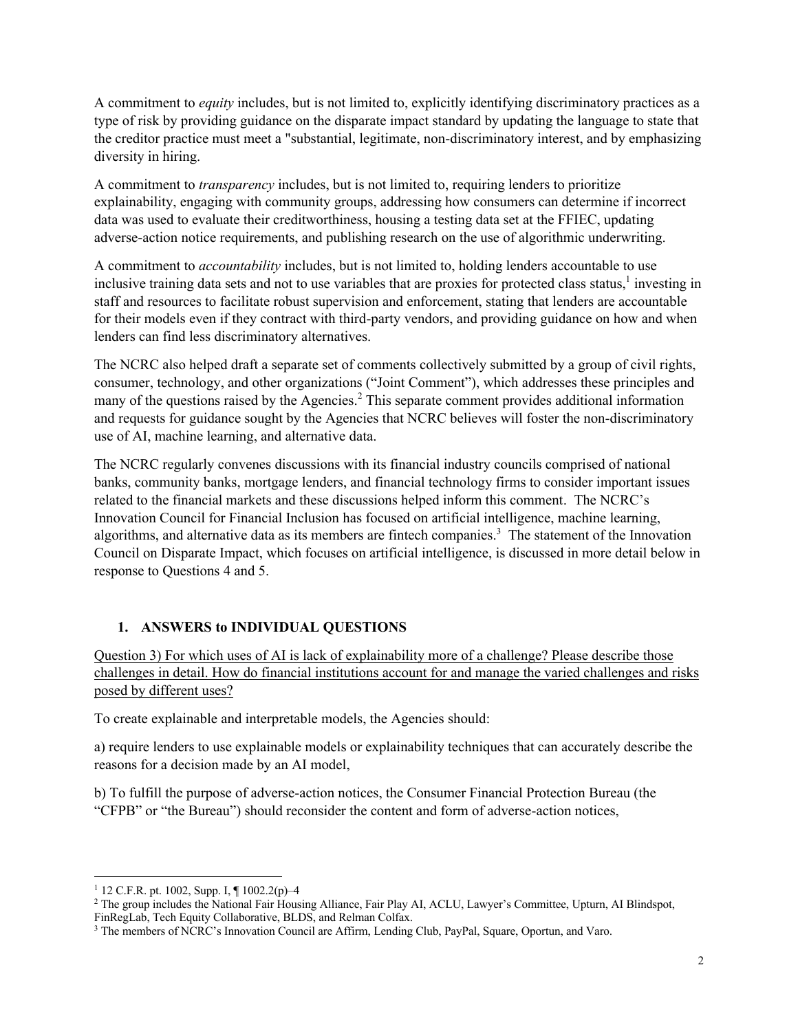A commitment to *equity* includes, but is not limited to, explicitly identifying discriminatory practices as a type of risk by providing guidance on the disparate impact standard by updating the language to state that the creditor practice must meet a "substantial, legitimate, non-discriminatory interest, and by emphasizing diversity in hiring.

A commitment to *transparency* includes, but is not limited to, requiring lenders to prioritize explainability, engaging with community groups, addressing how consumers can determine if incorrect data was used to evaluate their creditworthiness, housing a testing data set at the FFIEC, updating adverse-action notice requirements, and publishing research on the use of algorithmic underwriting.

A commitment to *accountability* includes, but is not limited to, holding lenders accountable to use inclusive training data sets and not to use variables that are proxies for protected class status,[1] investing in staff and resources to facilitate robust supervision and enforcement, stating that lenders are accountable for their models even if they contract with third-party vendors, and providing guidance on how and when lenders can find less discriminatory alternatives.

The NCRC also helped draft a separate set of comments collectively submitted by a group of civil rights, consumer, technology, and other organizations ("Joint Comment"), which addresses these principles and many of the questions raised by the Agencies.[2] This separate comment provides additional information and requests for guidance sought by the Agencies that NCRC believes will foster the non-discriminatory use of AI, machine learning, and alternative data.

The NCRC regularly convenes discussions with its financial industry councils comprised of national banks, community banks, mortgage lenders, and financial technology firms to consider important issues related to the financial markets and these discussions helped inform this comment. The NCRC's Innovation Council for Financial Inclusion has focused on artificial intelligence, machine learning, algorithms, and alternative data as its members are fintech companies.[3] The statement of the Innovation Council on Disparate Impact, which focuses on artificial intelligence, is discussed in more detail below in response to Questions 4 and 5.

## 1. ANSWERS to INDIVIDUAL QUESTIONS

<u>Question 3) For which uses of AI is lack of explainability more of a challenge? Please describe those challenges in detail. How do financial institutions account for and manage the varied challenges and risks posed by different uses?</u>

To create explainable and interpretable models, the Agencies should:

a) require lenders to use explainable models or explainability techniques that can accurately describe the reasons for a decision made by an AI model,

b) To fulfill the purpose of adverse-action notices, the Consumer Financial Protection Bureau (the "CFPB" or "the Bureau") should reconsider the content and form of adverse-action notices,

---

[1] 12 C.F.R. pt. 1002, Supp. I, ¶ 1002.2(p)–4

[2] The group includes the National Fair Housing Alliance, Fair Play AI, ACLU, Lawyer's Committee, Upturn, AI Blindspot, FinRegLab, Tech Equity Collaborative, BLDS, and Relman Colfax.

[3] The members of NCRC's Innovation Council are Affirm, Lending Club, PayPal, Square, Oportun, and Varo.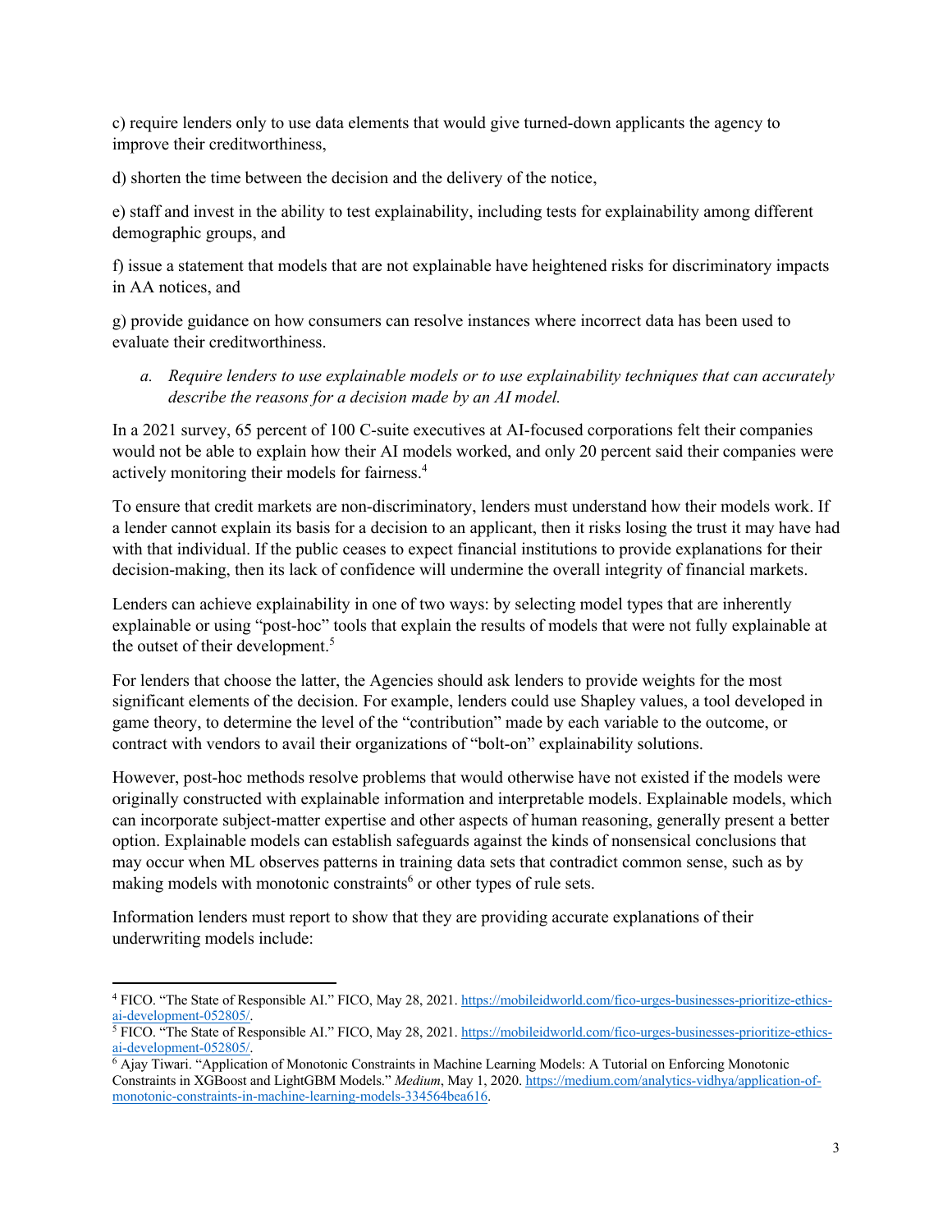c) require lenders only to use data elements that would give turned-down applicants the agency to improve their creditworthiness,

d) shorten the time between the decision and the delivery of the notice,

e) staff and invest in the ability to test explainability, including tests for explainability among different demographic groups, and

f) issue a statement that models that are not explainable have heightened risks for discriminatory impacts in AA notices, and

g) provide guidance on how consumers can resolve instances where incorrect data has been used to evaluate their creditworthiness.

*a. Require lenders to use explainable models or to use explainability techniques that can accurately describe the reasons for a decision made by an AI model.*

In a 2021 survey, 65 percent of 100 C-suite executives at AI-focused corporations felt their companies would not be able to explain how their AI models worked, and only 20 percent said their companies were actively monitoring their models for fairness.[4]

To ensure that credit markets are non-discriminatory, lenders must understand how their models work. If a lender cannot explain its basis for a decision to an applicant, then it risks losing the trust it may have had with that individual. If the public ceases to expect financial institutions to provide explanations for their decision-making, then its lack of confidence will undermine the overall integrity of financial markets.

Lenders can achieve explainability in one of two ways: by selecting model types that are inherently explainable or using "post-hoc" tools that explain the results of models that were not fully explainable at the outset of their development.[5]

For lenders that choose the latter, the Agencies should ask lenders to provide weights for the most significant elements of the decision. For example, lenders could use Shapley values, a tool developed in game theory, to determine the level of the "contribution" made by each variable to the outcome, or contract with vendors to avail their organizations of "bolt-on" explainability solutions.

However, post-hoc methods resolve problems that would otherwise have not existed if the models were originally constructed with explainable information and interpretable models. Explainable models, which can incorporate subject-matter expertise and other aspects of human reasoning, generally present a better option. Explainable models can establish safeguards against the kinds of nonsensical conclusions that may occur when ML observes patterns in training data sets that contradict common sense, such as by making models with monotonic constraints[6] or other types of rule sets.

Information lenders must report to show that they are providing accurate explanations of their underwriting models include:

---

[4] FICO. "The State of Responsible AI." FICO, May 28, 2021. https://mobileidworld.com/fico-urges-businesses-prioritize-ethics-ai-development-052805/.

[5] FICO. "The State of Responsible AI." FICO, May 28, 2021. https://mobileidworld.com/fico-urges-businesses-prioritize-ethics-ai-development-052805/.

[6] Ajay Tiwari. "Application of Monotonic Constraints in Machine Learning Models: A Tutorial on Enforcing Monotonic Constraints in XGBoost and LightGBM Models." *Medium*, May 1, 2020. https://medium.com/analytics-vidhya/application-of-monotonic-constraints-in-machine-learning-models-334564bea616.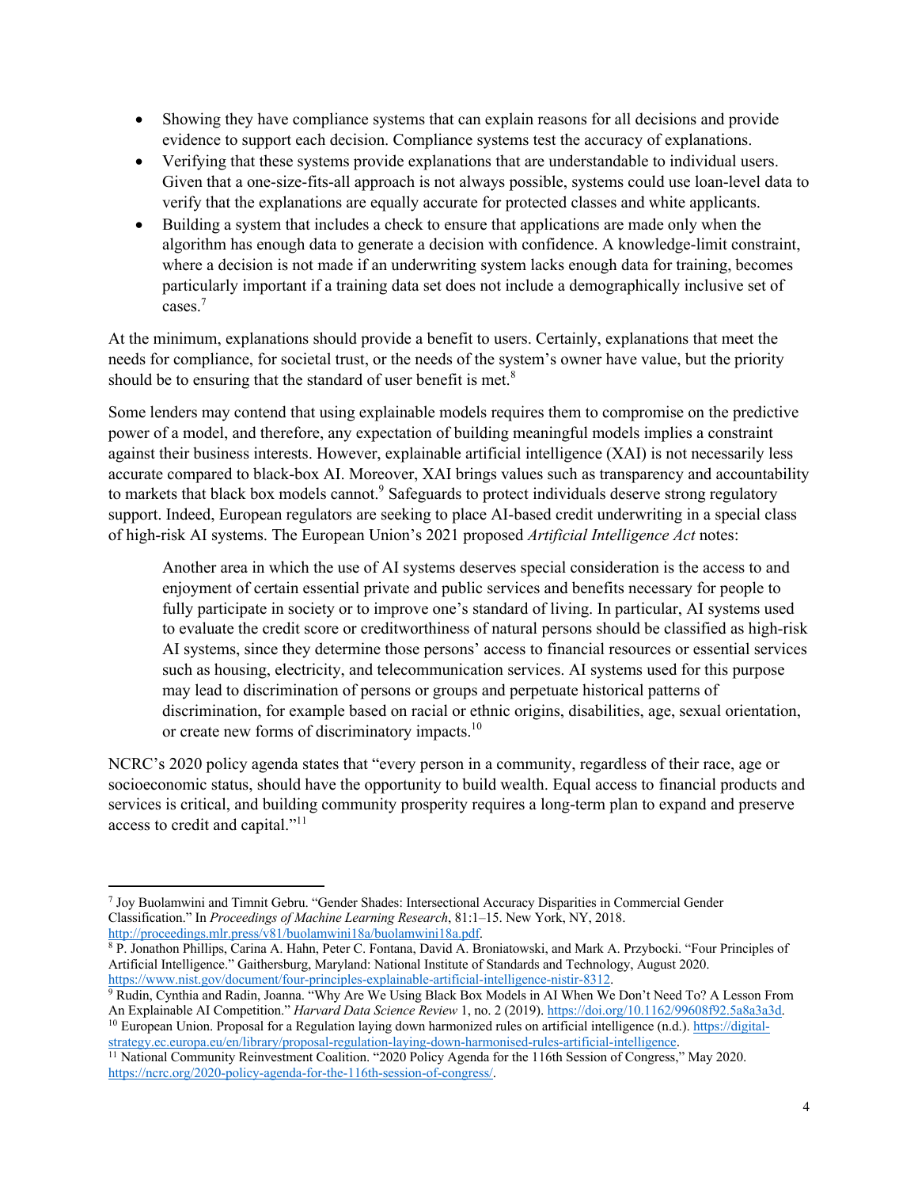- Showing they have compliance systems that can explain reasons for all decisions and provide evidence to support each decision. Compliance systems test the accuracy of explanations.
- Verifying that these systems provide explanations that are understandable to individual users. Given that a one-size-fits-all approach is not always possible, systems could use loan-level data to verify that the explanations are equally accurate for protected classes and white applicants.
- Building a system that includes a check to ensure that applications are made only when the algorithm has enough data to generate a decision with confidence. A knowledge-limit constraint, where a decision is not made if an underwriting system lacks enough data for training, becomes particularly important if a training data set does not include a demographically inclusive set of cases.[7]

At the minimum, explanations should provide a benefit to users. Certainly, explanations that meet the needs for compliance, for societal trust, or the needs of the system's owner have value, but the priority should be to ensuring that the standard of user benefit is met.[8]

Some lenders may contend that using explainable models requires them to compromise on the predictive power of a model, and therefore, any expectation of building meaningful models implies a constraint against their business interests. However, explainable artificial intelligence (XAI) is not necessarily less accurate compared to black-box AI. Moreover, XAI brings values such as transparency and accountability to markets that black box models cannot.[9] Safeguards to protect individuals deserve strong regulatory support. Indeed, European regulators are seeking to place AI-based credit underwriting in a special class of high-risk AI systems. The European Union's 2021 proposed *Artificial Intelligence Act* notes:

> Another area in which the use of AI systems deserves special consideration is the access to and enjoyment of certain essential private and public services and benefits necessary for people to fully participate in society or to improve one's standard of living. In particular, AI systems used to evaluate the credit score or creditworthiness of natural persons should be classified as high-risk AI systems, since they determine those persons' access to financial resources or essential services such as housing, electricity, and telecommunication services. AI systems used for this purpose may lead to discrimination of persons or groups and perpetuate historical patterns of discrimination, for example based on racial or ethnic origins, disabilities, age, sexual orientation, or create new forms of discriminatory impacts.[10]

NCRC's 2020 policy agenda states that "every person in a community, regardless of their race, age or socioeconomic status, should have the opportunity to build wealth. Equal access to financial products and services is critical, and building community prosperity requires a long-term plan to expand and preserve access to credit and capital."[11]

---

[7] Joy Buolamwini and Timnit Gebru. "Gender Shades: Intersectional Accuracy Disparities in Commercial Gender Classification." In *Proceedings of Machine Learning Research*, 81:1–15. New York, NY, 2018. http://proceedings.mlr.press/v81/buolamwini18a/buolamwini18a.pdf.

[8] P. Jonathon Phillips, Carina A. Hahn, Peter C. Fontana, David A. Broniatowski, and Mark A. Przybocki. "Four Principles of Artificial Intelligence." Gaithersburg, Maryland: National Institute of Standards and Technology, August 2020. https://www.nist.gov/document/four-principles-explainable-artificial-intelligence-nistir-8312.

[9] Rudin, Cynthia and Radin, Joanna. "Why Are We Using Black Box Models in AI When We Don't Need To? A Lesson From An Explainable AI Competition." *Harvard Data Science Review* 1, no. 2 (2019). https://doi.org/10.1162/99608f92.5a8a3a3d.

[10] European Union. Proposal for a Regulation laying down harmonized rules on artificial intelligence (n.d.). https://digital-strategy.ec.europa.eu/en/library/proposal-regulation-laying-down-harmonised-rules-artificial-intelligence.

[11] National Community Reinvestment Coalition. "2020 Policy Agenda for the 116th Session of Congress," May 2020. https://ncrc.org/2020-policy-agenda-for-the-116th-session-of-congress/.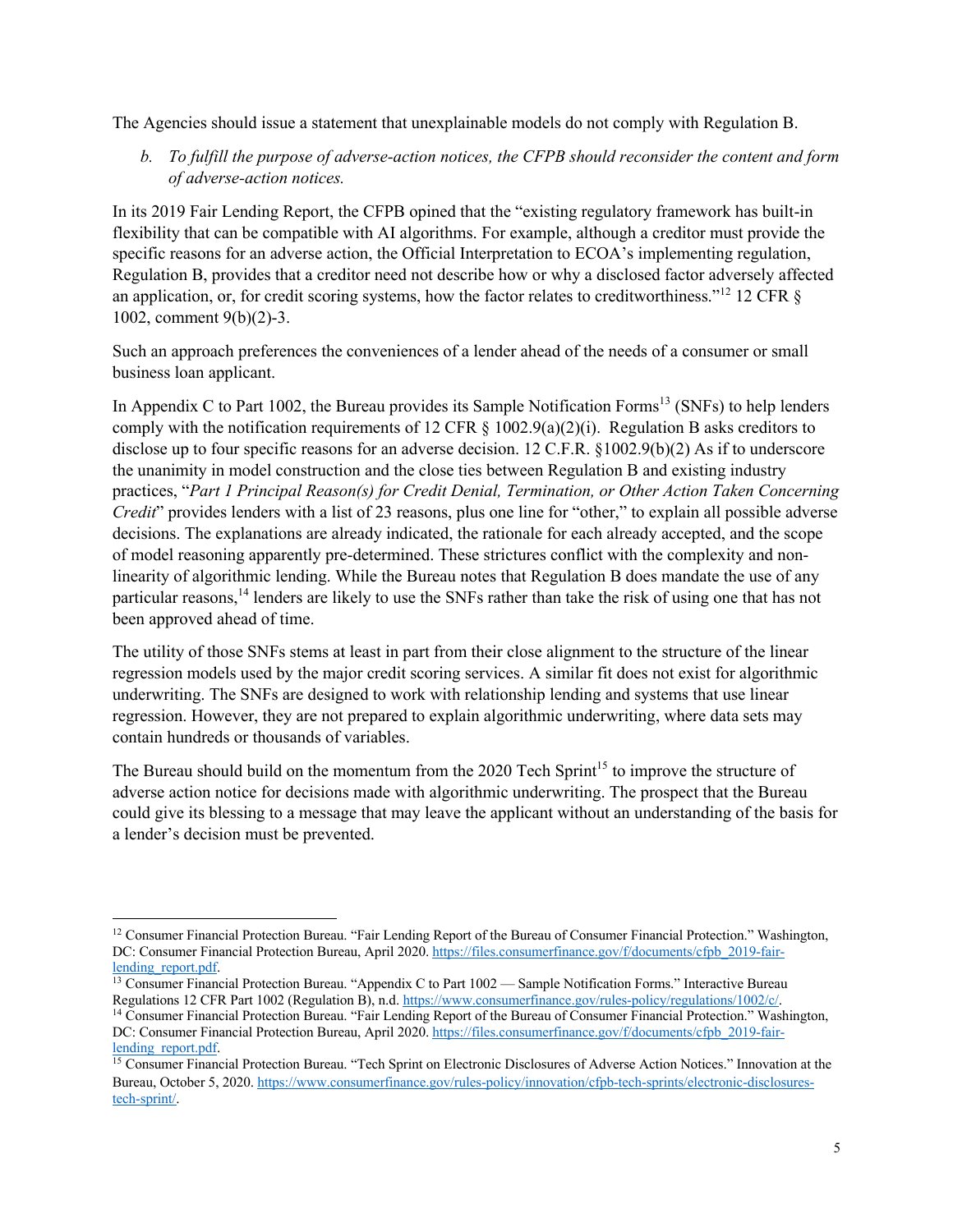The Agencies should issue a statement that unexplainable models do not comply with Regulation B.

b. *To fulfill the purpose of adverse-action notices, the CFPB should reconsider the content and form of adverse-action notices.*

In its 2019 Fair Lending Report, the CFPB opined that the "existing regulatory framework has built-in flexibility that can be compatible with AI algorithms. For example, although a creditor must provide the specific reasons for an adverse action, the Official Interpretation to ECOA's implementing regulation, Regulation B, provides that a creditor need not describe how or why a disclosed factor adversely affected an application, or, for credit scoring systems, how the factor relates to creditworthiness."[12] 12 CFR § 1002, comment 9(b)(2)-3.

Such an approach preferences the conveniences of a lender ahead of the needs of a consumer or small business loan applicant.

In Appendix C to Part 1002, the Bureau provides its Sample Notification Forms[13] (SNFs) to help lenders comply with the notification requirements of 12 CFR § 1002.9(a)(2)(i). Regulation B asks creditors to disclose up to four specific reasons for an adverse decision. 12 C.F.R. §1002.9(b)(2) As if to underscore the unanimity in model construction and the close ties between Regulation B and existing industry practices, "*Part 1 Principal Reason(s) for Credit Denial, Termination, or Other Action Taken Concerning Credit*" provides lenders with a list of 23 reasons, plus one line for "other," to explain all possible adverse decisions. The explanations are already indicated, the rationale for each already accepted, and the scope of model reasoning apparently pre-determined. These strictures conflict with the complexity and non-linearity of algorithmic lending. While the Bureau notes that Regulation B does mandate the use of any particular reasons,[14] lenders are likely to use the SNFs rather than take the risk of using one that has not been approved ahead of time.

The utility of those SNFs stems at least in part from their close alignment to the structure of the linear regression models used by the major credit scoring services. A similar fit does not exist for algorithmic underwriting. The SNFs are designed to work with relationship lending and systems that use linear regression. However, they are not prepared to explain algorithmic underwriting, where data sets may contain hundreds or thousands of variables.

The Bureau should build on the momentum from the 2020 Tech Sprint[15] to improve the structure of adverse action notice for decisions made with algorithmic underwriting. The prospect that the Bureau could give its blessing to a message that may leave the applicant without an understanding of the basis for a lender's decision must be prevented.

---

[12] Consumer Financial Protection Bureau. "Fair Lending Report of the Bureau of Consumer Financial Protection." Washington, DC: Consumer Financial Protection Bureau, April 2020. https://files.consumerfinance.gov/f/documents/cfpb_2019-fair-lending_report.pdf.

[13] Consumer Financial Protection Bureau. "Appendix C to Part 1002 — Sample Notification Forms." Interactive Bureau Regulations 12 CFR Part 1002 (Regulation B), n.d. https://www.consumerfinance.gov/rules-policy/regulations/1002/c/.

[14] Consumer Financial Protection Bureau. "Fair Lending Report of the Bureau of Consumer Financial Protection." Washington, DC: Consumer Financial Protection Bureau, April 2020. https://files.consumerfinance.gov/f/documents/cfpb_2019-fair-lending_report.pdf.

[15] Consumer Financial Protection Bureau. "Tech Sprint on Electronic Disclosures of Adverse Action Notices." Innovation at the Bureau, October 5, 2020. https://www.consumerfinance.gov/rules-policy/innovation/cfpb-tech-sprints/electronic-disclosures-tech-sprint/.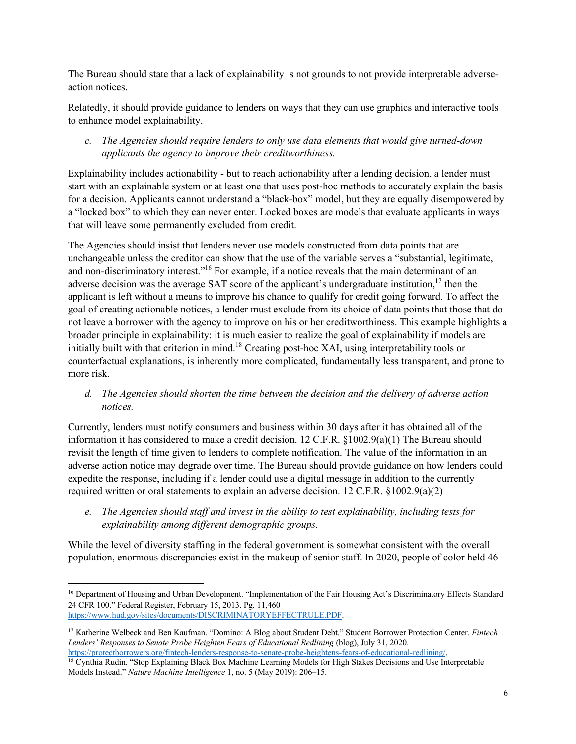The Bureau should state that a lack of explainability is not grounds to not provide interpretable adverse-action notices.

Relatedly, it should provide guidance to lenders on ways that they can use graphics and interactive tools to enhance model explainability.

*c. The Agencies should require lenders to only use data elements that would give turned-down applicants the agency to improve their creditworthiness.*

Explainability includes actionability - but to reach actionability after a lending decision, a lender must start with an explainable system or at least one that uses post-hoc methods to accurately explain the basis for a decision. Applicants cannot understand a "black-box" model, but they are equally disempowered by a "locked box" to which they can never enter. Locked boxes are models that evaluate applicants in ways that will leave some permanently excluded from credit.

The Agencies should insist that lenders never use models constructed from data points that are unchangeable unless the creditor can show that the use of the variable serves a "substantial, legitimate, and non-discriminatory interest."[16] For example, if a notice reveals that the main determinant of an adverse decision was the average SAT score of the applicant's undergraduate institution,[17] then the applicant is left without a means to improve his chance to qualify for credit going forward. To affect the goal of creating actionable notices, a lender must exclude from its choice of data points that those that do not leave a borrower with the agency to improve on his or her creditworthiness. This example highlights a broader principle in explainability: it is much easier to realize the goal of explainability if models are initially built with that criterion in mind.[18] Creating post-hoc XAI, using interpretability tools or counterfactual explanations, is inherently more complicated, fundamentally less transparent, and prone to more risk.

*d. The Agencies should shorten the time between the decision and the delivery of adverse action notices.*

Currently, lenders must notify consumers and business within 30 days after it has obtained all of the information it has considered to make a credit decision. 12 C.F.R. §1002.9(a)(1) The Bureau should revisit the length of time given to lenders to complete notification. The value of the information in an adverse action notice may degrade over time. The Bureau should provide guidance on how lenders could expedite the response, including if a lender could use a digital message in addition to the currently required written or oral statements to explain an adverse decision. 12 C.F.R. §1002.9(a)(2)

*e. The Agencies should staff and invest in the ability to test explainability, including tests for explainability among different demographic groups.*

While the level of diversity staffing in the federal government is somewhat consistent with the overall population, enormous discrepancies exist in the makeup of senior staff. In 2020, people of color held 46

---

[16] Department of Housing and Urban Development. "Implementation of the Fair Housing Act's Discriminatory Effects Standard 24 CFR 100." Federal Register, February 15, 2013. Pg. 11,460 https://www.hud.gov/sites/documents/DISCRIMINATORYEFFECTRULE.PDF.

[17] Katherine Welbeck and Ben Kaufman. "Domino: A Blog about Student Debt." Student Borrower Protection Center. *Fintech Lenders' Responses to Senate Probe Heighten Fears of Educational Redlining* (blog), July 31, 2020. https://protectborrowers.org/fintech-lenders-response-to-senate-probe-heightens-fears-of-educational-redlining/.

[18] Cynthia Rudin. "Stop Explaining Black Box Machine Learning Models for High Stakes Decisions and Use Interpretable Models Instead." *Nature Machine Intelligence* 1, no. 5 (May 2019): 206–15.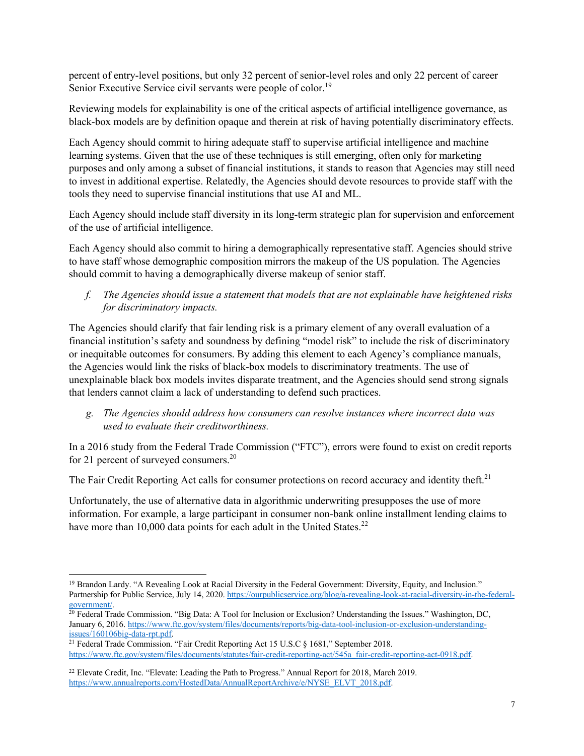percent of entry-level positions, but only 32 percent of senior-level roles and only 22 percent of career Senior Executive Service civil servants were people of color.[19]

Reviewing models for explainability is one of the critical aspects of artificial intelligence governance, as black-box models are by definition opaque and therein at risk of having potentially discriminatory effects.

Each Agency should commit to hiring adequate staff to supervise artificial intelligence and machine learning systems. Given that the use of these techniques is still emerging, often only for marketing purposes and only among a subset of financial institutions, it stands to reason that Agencies may still need to invest in additional expertise. Relatedly, the Agencies should devote resources to provide staff with the tools they need to supervise financial institutions that use AI and ML.

Each Agency should include staff diversity in its long-term strategic plan for supervision and enforcement of the use of artificial intelligence.

Each Agency should also commit to hiring a demographically representative staff. Agencies should strive to have staff whose demographic composition mirrors the makeup of the US population. The Agencies should commit to having a demographically diverse makeup of senior staff.

*f. The Agencies should issue a statement that models that are not explainable have heightened risks for discriminatory impacts.*

The Agencies should clarify that fair lending risk is a primary element of any overall evaluation of a financial institution's safety and soundness by defining "model risk" to include the risk of discriminatory or inequitable outcomes for consumers. By adding this element to each Agency's compliance manuals, the Agencies would link the risks of black-box models to discriminatory treatments. The use of unexplainable black box models invites disparate treatment, and the Agencies should send strong signals that lenders cannot claim a lack of understanding to defend such practices.

*g. The Agencies should address how consumers can resolve instances where incorrect data was used to evaluate their creditworthiness.*

In a 2016 study from the Federal Trade Commission ("FTC"), errors were found to exist on credit reports for 21 percent of surveyed consumers.[20]

The Fair Credit Reporting Act calls for consumer protections on record accuracy and identity theft.[21]

Unfortunately, the use of alternative data in algorithmic underwriting presupposes the use of more information. For example, a large participant in consumer non-bank online installment lending claims to have more than 10,000 data points for each adult in the United States.[22]

---

[19] Brandon Lardy. "A Revealing Look at Racial Diversity in the Federal Government: Diversity, Equity, and Inclusion." Partnership for Public Service, July 14, 2020. https://ourpublicservice.org/blog/a-revealing-look-at-racial-diversity-in-the-federal-government/.

[20] Federal Trade Commission. "Big Data: A Tool for Inclusion or Exclusion? Understanding the Issues." Washington, DC, January 6, 2016. https://www.ftc.gov/system/files/documents/reports/big-data-tool-inclusion-or-exclusion-understanding-issues/160106big-data-rpt.pdf.

[21] Federal Trade Commission. "Fair Credit Reporting Act 15 U.S.C § 1681," September 2018. https://www.ftc.gov/system/files/documents/statutes/fair-credit-reporting-act/545a_fair-credit-reporting-act-0918.pdf.

[22] Elevate Credit, Inc. "Elevate: Leading the Path to Progress." Annual Report for 2018, March 2019. https://www.annualreports.com/HostedData/AnnualReportArchive/e/NYSE_ELVT_2018.pdf.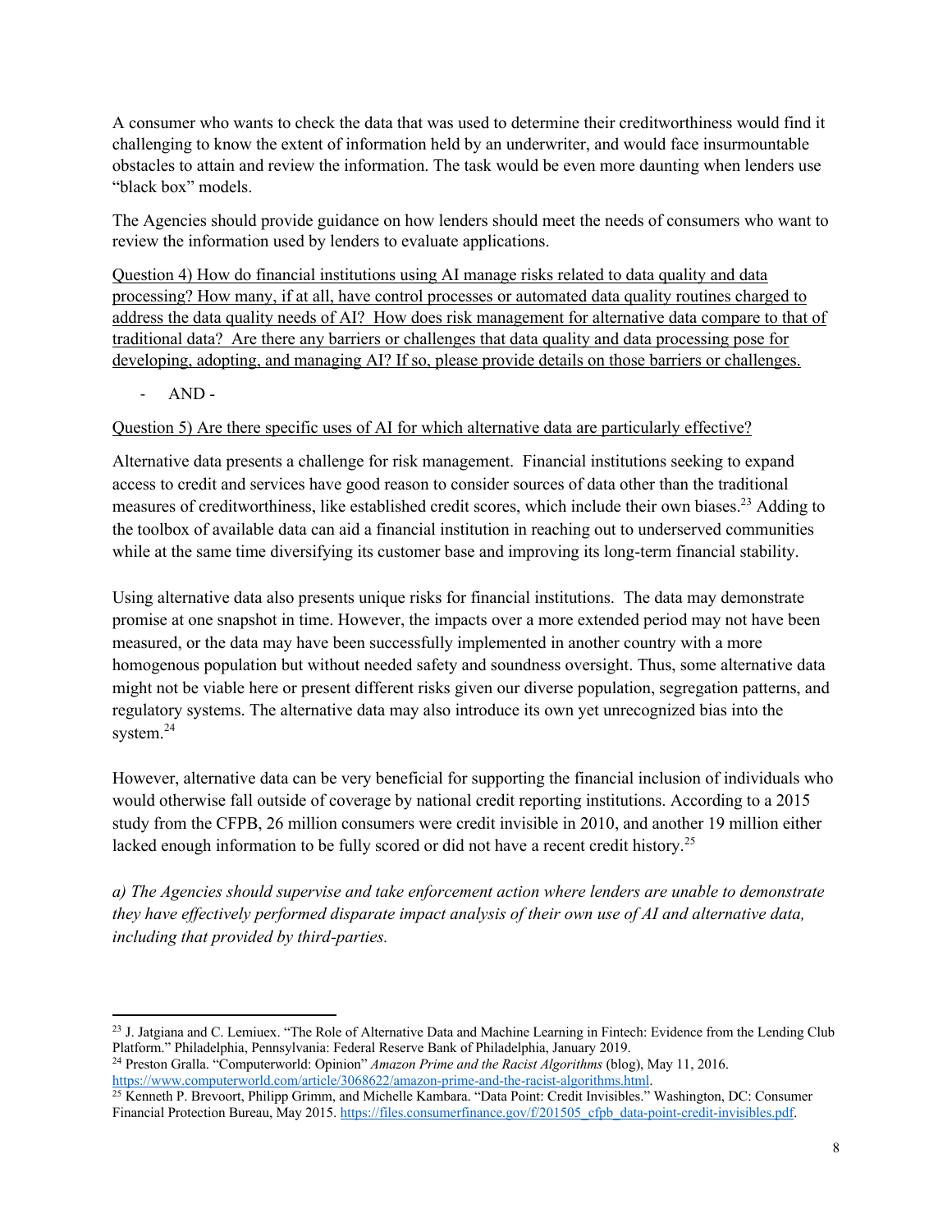A consumer who wants to check the data that was used to determine their creditworthiness would find it challenging to know the extent of information held by an underwriter, and would face insurmountable obstacles to attain and review the information. The task would be even more daunting when lenders use "black box" models.

The Agencies should provide guidance on how lenders should meet the needs of consumers who want to review the information used by lenders to evaluate applications.

<u>Question 4) How do financial institutions using AI manage risks related to data quality and data processing? How many, if at all, have control processes or automated data quality routines charged to address the data quality needs of AI? How does risk management for alternative data compare to that of traditional data? Are there any barriers or challenges that data quality and data processing pose for developing, adopting, and managing AI? If so, please provide details on those barriers or challenges.</u>

- AND -

<u>Question 5) Are there specific uses of AI for which alternative data are particularly effective?</u>

Alternative data presents a challenge for risk management. Financial institutions seeking to expand access to credit and services have good reason to consider sources of data other than the traditional measures of creditworthiness, like established credit scores, which include their own biases.[23] Adding to the toolbox of available data can aid a financial institution in reaching out to underserved communities while at the same time diversifying its customer base and improving its long-term financial stability.

Using alternative data also presents unique risks for financial institutions. The data may demonstrate promise at one snapshot in time. However, the impacts over a more extended period may not have been measured, or the data may have been successfully implemented in another country with a more homogenous population but without needed safety and soundness oversight. Thus, some alternative data might not be viable here or present different risks given our diverse population, segregation patterns, and regulatory systems. The alternative data may also introduce its own yet unrecognized bias into the system.[24]

However, alternative data can be very beneficial for supporting the financial inclusion of individuals who would otherwise fall outside of coverage by national credit reporting institutions. According to a 2015 study from the CFPB, 26 million consumers were credit invisible in 2010, and another 19 million either lacked enough information to be fully scored or did not have a recent credit history.[25]

*a) The Agencies should supervise and take enforcement action where lenders are unable to demonstrate they have effectively performed disparate impact analysis of their own use of AI and alternative data, including that provided by third-parties.*

---

[23] J. Jatgiana and C. Lemiuex. "The Role of Alternative Data and Machine Learning in Fintech: Evidence from the Lending Club Platform." Philadelphia, Pennsylvania: Federal Reserve Bank of Philadelphia, January 2019.

[24] Preston Gralla. "Computerworld: Opinion" *Amazon Prime and the Racist Algorithms* (blog), May 11, 2016. https://www.computerworld.com/article/3068622/amazon-prime-and-the-racist-algorithms.html.

[25] Kenneth P. Brevoort, Philipp Grimm, and Michelle Kambara. "Data Point: Credit Invisibles." Washington, DC: Consumer Financial Protection Bureau, May 2015. https://files.consumerfinance.gov/f/201505_cfpb_data-point-credit-invisibles.pdf.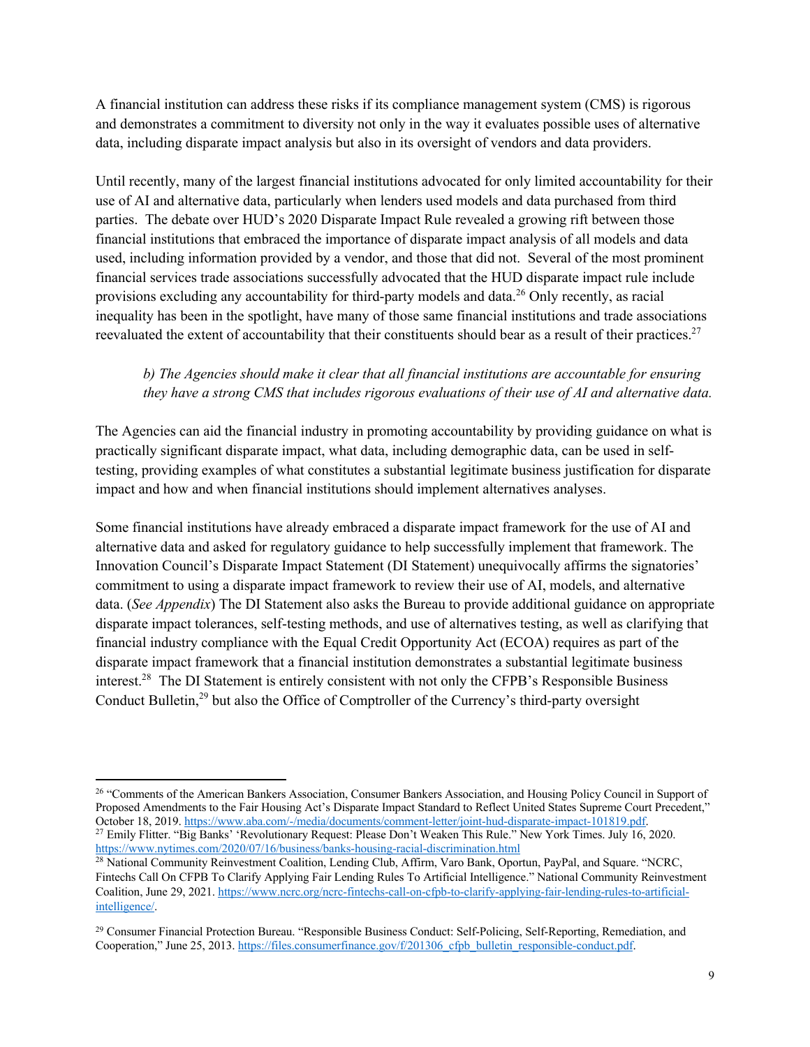A financial institution can address these risks if its compliance management system (CMS) is rigorous and demonstrates a commitment to diversity not only in the way it evaluates possible uses of alternative data, including disparate impact analysis but also in its oversight of vendors and data providers.

Until recently, many of the largest financial institutions advocated for only limited accountability for their use of AI and alternative data, particularly when lenders used models and data purchased from third parties. The debate over HUD's 2020 Disparate Impact Rule revealed a growing rift between those financial institutions that embraced the importance of disparate impact analysis of all models and data used, including information provided by a vendor, and those that did not. Several of the most prominent financial services trade associations successfully advocated that the HUD disparate impact rule include provisions excluding any accountability for third-party models and data.[26] Only recently, as racial inequality has been in the spotlight, have many of those same financial institutions and trade associations reevaluated the extent of accountability that their constituents should bear as a result of their practices.[27]

*b) The Agencies should make it clear that all financial institutions are accountable for ensuring they have a strong CMS that includes rigorous evaluations of their use of AI and alternative data.*

The Agencies can aid the financial industry in promoting accountability by providing guidance on what is practically significant disparate impact, what data, including demographic data, can be used in self-testing, providing examples of what constitutes a substantial legitimate business justification for disparate impact and how and when financial institutions should implement alternatives analyses.

Some financial institutions have already embraced a disparate impact framework for the use of AI and alternative data and asked for regulatory guidance to help successfully implement that framework. The Innovation Council's Disparate Impact Statement (DI Statement) unequivocally affirms the signatories' commitment to using a disparate impact framework to review their use of AI, models, and alternative data. (*See Appendix*) The DI Statement also asks the Bureau to provide additional guidance on appropriate disparate impact tolerances, self-testing methods, and use of alternatives testing, as well as clarifying that financial industry compliance with the Equal Credit Opportunity Act (ECOA) requires as part of the disparate impact framework that a financial institution demonstrates a substantial legitimate business interest.[28] The DI Statement is entirely consistent with not only the CFPB's Responsible Business Conduct Bulletin,[29] but also the Office of Comptroller of the Currency's third-party oversight

---

[26] "Comments of the American Bankers Association, Consumer Bankers Association, and Housing Policy Council in Support of Proposed Amendments to the Fair Housing Act's Disparate Impact Standard to Reflect United States Supreme Court Precedent," October 18, 2019. https://www.aba.com/-/media/documents/comment-letter/joint-hud-disparate-impact-101819.pdf.

[27] Emily Flitter. "Big Banks' 'Revolutionary Request: Please Don't Weaken This Rule." New York Times. July 16, 2020. https://www.nytimes.com/2020/07/16/business/banks-housing-racial-discrimination.html

[28] National Community Reinvestment Coalition, Lending Club, Affirm, Varo Bank, Oportun, PayPal, and Square. "NCRC, Fintechs Call On CFPB To Clarify Applying Fair Lending Rules To Artificial Intelligence." National Community Reinvestment Coalition, June 29, 2021. https://www.ncrc.org/ncrc-fintechs-call-on-cfpb-to-clarify-applying-fair-lending-rules-to-artificial-intelligence/.

[29] Consumer Financial Protection Bureau. "Responsible Business Conduct: Self-Policing, Self-Reporting, Remediation, and Cooperation," June 25, 2013. https://files.consumerfinance.gov/f/201306_cfpb_bulletin_responsible-conduct.pdf.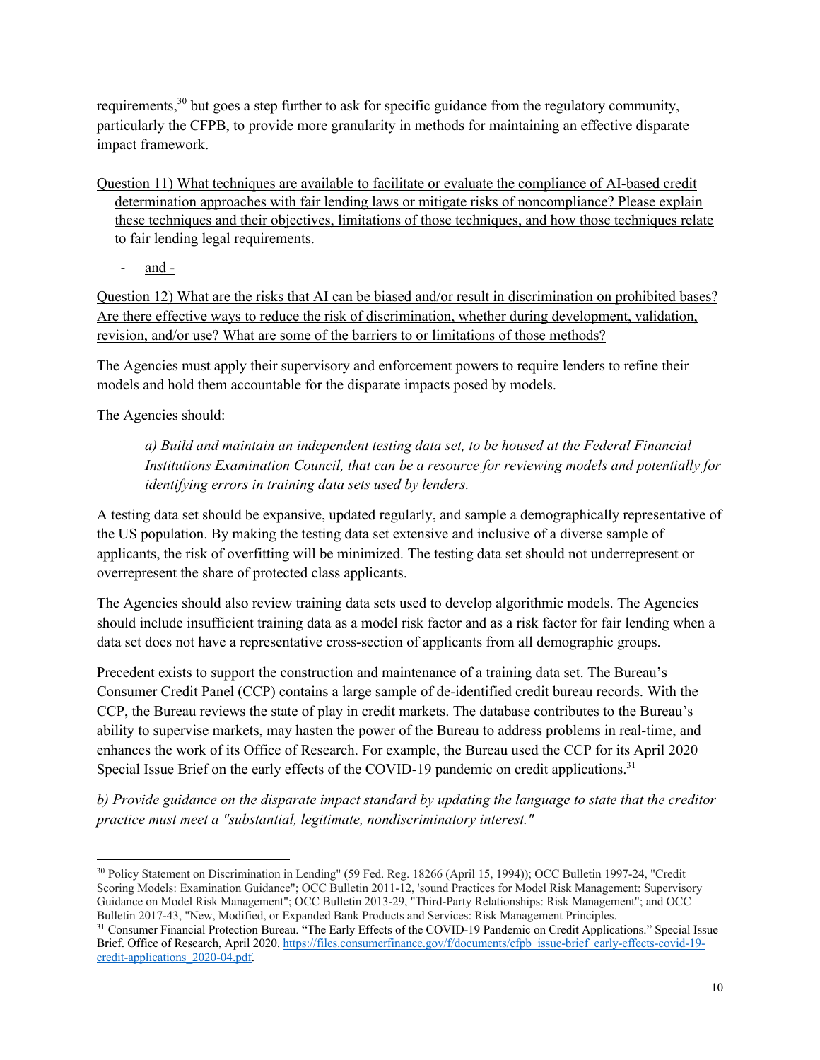requirements,[30] but goes a step further to ask for specific guidance from the regulatory community, particularly the CFPB, to provide more granularity in methods for maintaining an effective disparate impact framework.

Question 11) What techniques are available to facilitate or evaluate the compliance of AI-based credit determination approaches with fair lending laws or mitigate risks of noncompliance? Please explain these techniques and their objectives, limitations of those techniques, and how those techniques relate to fair lending legal requirements.

- and -

Question 12) What are the risks that AI can be biased and/or result in discrimination on prohibited bases? Are there effective ways to reduce the risk of discrimination, whether during development, validation, revision, and/or use? What are some of the barriers to or limitations of those methods?

The Agencies must apply their supervisory and enforcement powers to require lenders to refine their models and hold them accountable for the disparate impacts posed by models.

The Agencies should:

> *a) Build and maintain an independent testing data set, to be housed at the Federal Financial Institutions Examination Council, that can be a resource for reviewing models and potentially for identifying errors in training data sets used by lenders.*

A testing data set should be expansive, updated regularly, and sample a demographically representative of the US population. By making the testing data set extensive and inclusive of a diverse sample of applicants, the risk of overfitting will be minimized. The testing data set should not underrepresent or overrepresent the share of protected class applicants.

The Agencies should also review training data sets used to develop algorithmic models. The Agencies should include insufficient training data as a model risk factor and as a risk factor for fair lending when a data set does not have a representative cross-section of applicants from all demographic groups.

Precedent exists to support the construction and maintenance of a training data set. The Bureau's Consumer Credit Panel (CCP) contains a large sample of de-identified credit bureau records. With the CCP, the Bureau reviews the state of play in credit markets. The database contributes to the Bureau's ability to supervise markets, may hasten the power of the Bureau to address problems in real-time, and enhances the work of its Office of Research. For example, the Bureau used the CCP for its April 2020 Special Issue Brief on the early effects of the COVID-19 pandemic on credit applications.[31]

*b) Provide guidance on the disparate impact standard by updating the language to state that the creditor practice must meet a "substantial, legitimate, nondiscriminatory interest."*

---

[30] Policy Statement on Discrimination in Lending" (59 Fed. Reg. 18266 (April 15, 1994)); OCC Bulletin 1997-24, "Credit Scoring Models: Examination Guidance"; OCC Bulletin 2011-12, 'sound Practices for Model Risk Management: Supervisory Guidance on Model Risk Management"; OCC Bulletin 2013-29, "Third-Party Relationships: Risk Management"; and OCC Bulletin 2017-43, "New, Modified, or Expanded Bank Products and Services: Risk Management Principles.

[31] Consumer Financial Protection Bureau. "The Early Effects of the COVID-19 Pandemic on Credit Applications." Special Issue Brief. Office of Research, April 2020. https://files.consumerfinance.gov/f/documents/cfpb_issue-brief_early-effects-covid-19-credit-applications_2020-04.pdf.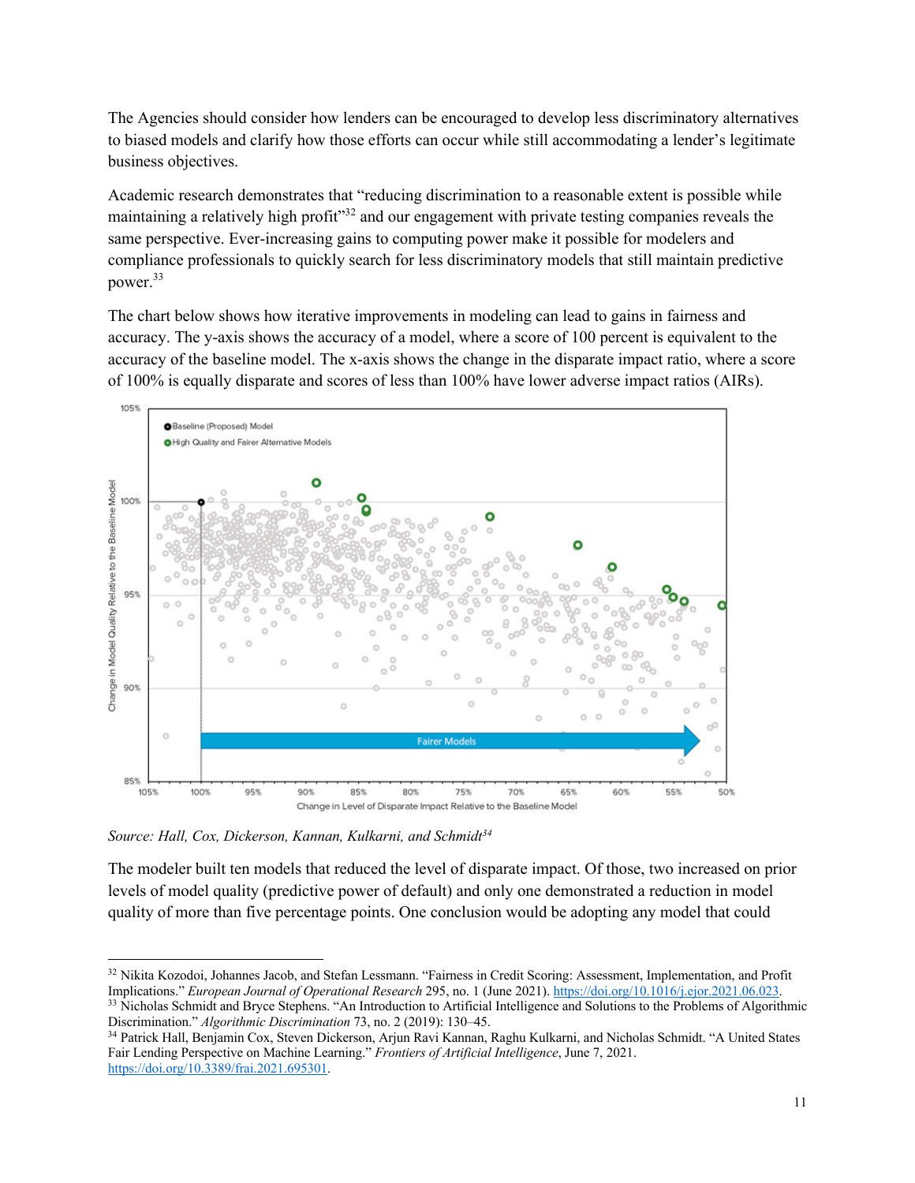The Agencies should consider how lenders can be encouraged to develop less discriminatory alternatives to biased models and clarify how those efforts can occur while still accommodating a lender's legitimate business objectives.

Academic research demonstrates that "reducing discrimination to a reasonable extent is possible while maintaining a relatively high profit"[32] and our engagement with private testing companies reveals the same perspective. Ever-increasing gains to computing power make it possible for modelers and compliance professionals to quickly search for less discriminatory models that still maintain predictive power.[33]

The chart below shows how iterative improvements in modeling can lead to gains in fairness and accuracy. The y-axis shows the accuracy of a model, where a score of 100 percent is equivalent to the accuracy of the baseline model. The x-axis shows the change in the disparate impact ratio, where a score of 100% is equally disparate and scores of less than 100% have lower adverse impact ratios (AIRs).

*Source: Hall, Cox, Dickerson, Kannan, Kulkarni, and Schmidt*[34]

The modeler built ten models that reduced the level of disparate impact. Of those, two increased on prior levels of model quality (predictive power of default) and only one demonstrated a reduction in model quality of more than five percentage points. One conclusion would be adopting any model that could

---

[32] Nikita Kozodoi, Johannes Jacob, and Stefan Lessmann. "Fairness in Credit Scoring: Assessment, Implementation, and Profit Implications." *European Journal of Operational Research* 295, no. 1 (June 2021). https://doi.org/10.1016/j.ejor.2021.06.023.

[33] Nicholas Schmidt and Bryce Stephens. "An Introduction to Artificial Intelligence and Solutions to the Problems of Algorithmic Discrimination." *Algorithmic Discrimination* 73, no. 2 (2019): 130–45.

[34] Patrick Hall, Benjamin Cox, Steven Dickerson, Arjun Ravi Kannan, Raghu Kulkarni, and Nicholas Schmidt. "A United States Fair Lending Perspective on Machine Learning." *Frontiers of Artificial Intelligence*, June 7, 2021. https://doi.org/10.3389/frai.2021.695301.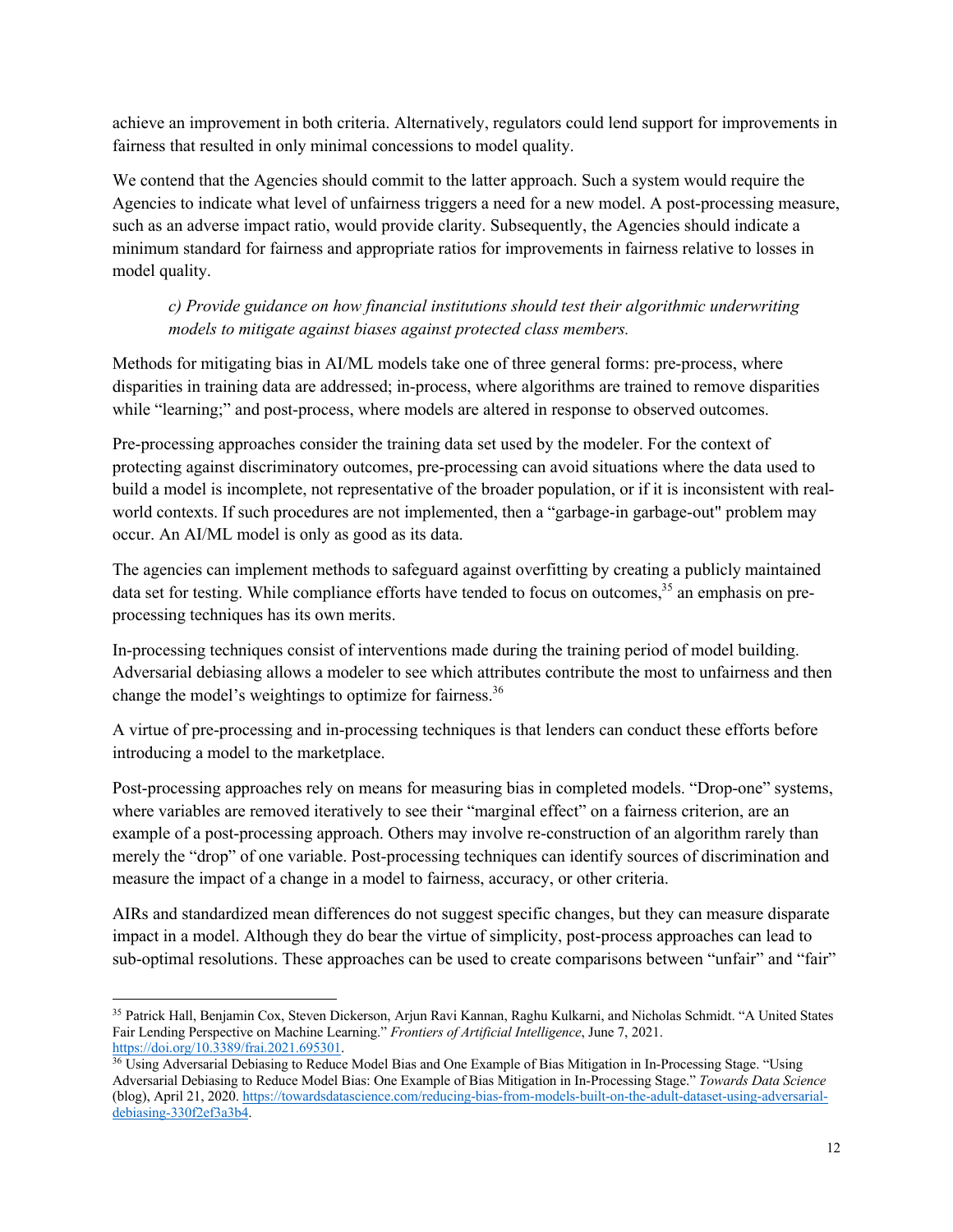achieve an improvement in both criteria. Alternatively, regulators could lend support for improvements in fairness that resulted in only minimal concessions to model quality.

We contend that the Agencies should commit to the latter approach. Such a system would require the Agencies to indicate what level of unfairness triggers a need for a new model. A post-processing measure, such as an adverse impact ratio, would provide clarity. Subsequently, the Agencies should indicate a minimum standard for fairness and appropriate ratios for improvements in fairness relative to losses in model quality.

> *c) Provide guidance on how financial institutions should test their algorithmic underwriting models to mitigate against biases against protected class members.*

Methods for mitigating bias in AI/ML models take one of three general forms: pre-process, where disparities in training data are addressed; in-process, where algorithms are trained to remove disparities while "learning;" and post-process, where models are altered in response to observed outcomes.

Pre-processing approaches consider the training data set used by the modeler. For the context of protecting against discriminatory outcomes, pre-processing can avoid situations where the data used to build a model is incomplete, not representative of the broader population, or if it is inconsistent with real-world contexts. If such procedures are not implemented, then a "garbage-in garbage-out" problem may occur. An AI/ML model is only as good as its data.

The agencies can implement methods to safeguard against overfitting by creating a publicly maintained data set for testing. While compliance efforts have tended to focus on outcomes,[35] an emphasis on pre-processing techniques has its own merits.

In-processing techniques consist of interventions made during the training period of model building. Adversarial debiasing allows a modeler to see which attributes contribute the most to unfairness and then change the model's weightings to optimize for fairness.[36]

A virtue of pre-processing and in-processing techniques is that lenders can conduct these efforts before introducing a model to the marketplace.

Post-processing approaches rely on means for measuring bias in completed models. "Drop-one" systems, where variables are removed iteratively to see their "marginal effect" on a fairness criterion, are an example of a post-processing approach. Others may involve re-construction of an algorithm rarely than merely the "drop" of one variable. Post-processing techniques can identify sources of discrimination and measure the impact of a change in a model to fairness, accuracy, or other criteria.

AIRs and standardized mean differences do not suggest specific changes, but they can measure disparate impact in a model. Although they do bear the virtue of simplicity, post-process approaches can lead to sub-optimal resolutions. These approaches can be used to create comparisons between "unfair" and "fair"

---

[35] Patrick Hall, Benjamin Cox, Steven Dickerson, Arjun Ravi Kannan, Raghu Kulkarni, and Nicholas Schmidt. "A United States Fair Lending Perspective on Machine Learning." *Frontiers of Artificial Intelligence*, June 7, 2021. https://doi.org/10.3389/frai.2021.695301.

[36] Using Adversarial Debiasing to Reduce Model Bias and One Example of Bias Mitigation in In-Processing Stage. "Using Adversarial Debiasing to Reduce Model Bias: One Example of Bias Mitigation in In-Processing Stage." *Towards Data Science* (blog), April 21, 2020. https://towardsdatascience.com/reducing-bias-from-models-built-on-the-adult-dataset-using-adversarial-debiasing-330f2ef3a3b4.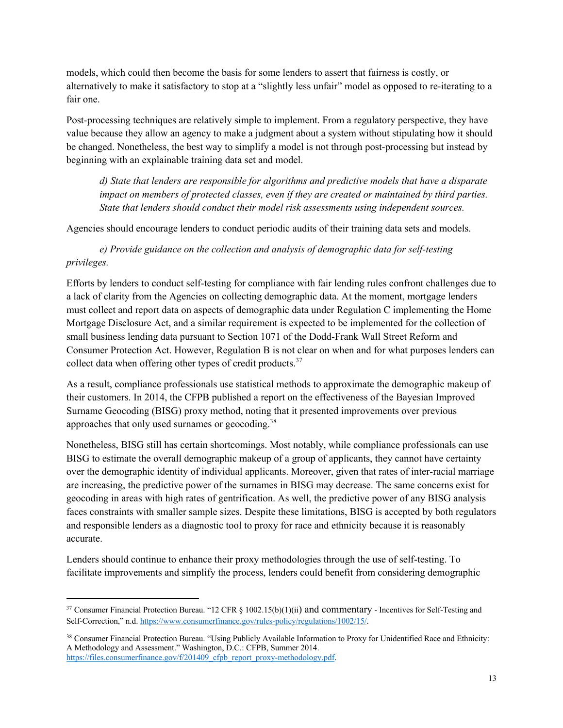models, which could then become the basis for some lenders to assert that fairness is costly, or alternatively to make it satisfactory to stop at a "slightly less unfair" model as opposed to re-iterating to a fair one.

Post-processing techniques are relatively simple to implement. From a regulatory perspective, they have value because they allow an agency to make a judgment about a system without stipulating how it should be changed. Nonetheless, the best way to simplify a model is not through post-processing but instead by beginning with an explainable training data set and model.

> *d) State that lenders are responsible for algorithms and predictive models that have a disparate impact on members of protected classes, even if they are created or maintained by third parties. State that lenders should conduct their model risk assessments using independent sources.*

Agencies should encourage lenders to conduct periodic audits of their training data sets and models.

> *e) Provide guidance on the collection and analysis of demographic data for self-testing privileges.*

Efforts by lenders to conduct self-testing for compliance with fair lending rules confront challenges due to a lack of clarity from the Agencies on collecting demographic data. At the moment, mortgage lenders must collect and report data on aspects of demographic data under Regulation C implementing the Home Mortgage Disclosure Act, and a similar requirement is expected to be implemented for the collection of small business lending data pursuant to Section 1071 of the Dodd-Frank Wall Street Reform and Consumer Protection Act. However, Regulation B is not clear on when and for what purposes lenders can collect data when offering other types of credit products.[37]

As a result, compliance professionals use statistical methods to approximate the demographic makeup of their customers. In 2014, the CFPB published a report on the effectiveness of the Bayesian Improved Surname Geocoding (BISG) proxy method, noting that it presented improvements over previous approaches that only used surnames or geocoding.[38]

Nonetheless, BISG still has certain shortcomings. Most notably, while compliance professionals can use BISG to estimate the overall demographic makeup of a group of applicants, they cannot have certainty over the demographic identity of individual applicants. Moreover, given that rates of inter-racial marriage are increasing, the predictive power of the surnames in BISG may decrease. The same concerns exist for geocoding in areas with high rates of gentrification. As well, the predictive power of any BISG analysis faces constraints with smaller sample sizes. Despite these limitations, BISG is accepted by both regulators and responsible lenders as a diagnostic tool to proxy for race and ethnicity because it is reasonably accurate.

Lenders should continue to enhance their proxy methodologies through the use of self-testing. To facilitate improvements and simplify the process, lenders could benefit from considering demographic

---

[37] Consumer Financial Protection Bureau. "12 CFR § 1002.15(b)(1)(ii) and commentary - Incentives for Self-Testing and Self-Correction," n.d. https://www.consumerfinance.gov/rules-policy/regulations/1002/15/.

[38] Consumer Financial Protection Bureau. "Using Publicly Available Information to Proxy for Unidentified Race and Ethnicity: A Methodology and Assessment." Washington, D.C.: CFPB, Summer 2014. https://files.consumerfinance.gov/f/201409_cfpb_report_proxy-methodology.pdf.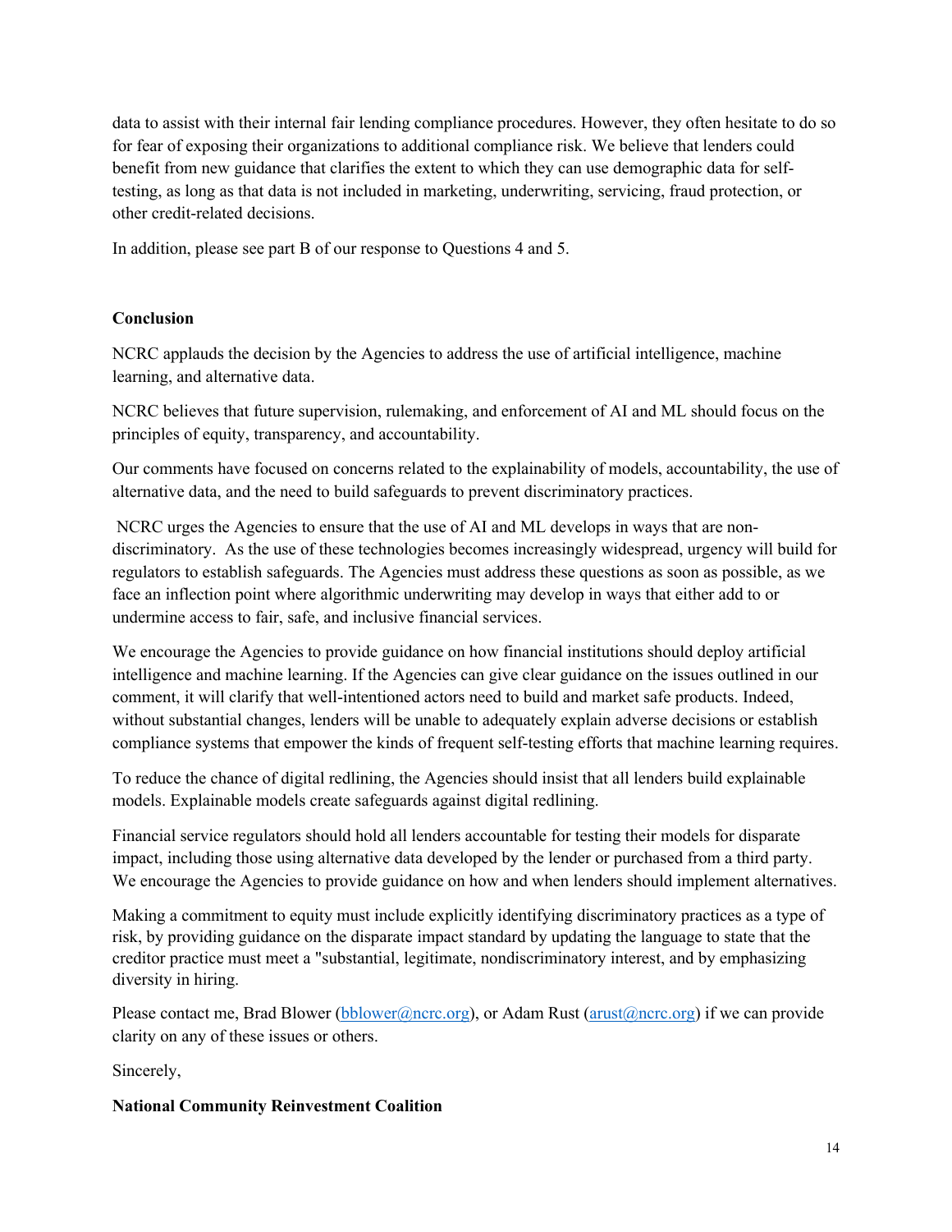data to assist with their internal fair lending compliance procedures. However, they often hesitate to do so for fear of exposing their organizations to additional compliance risk. We believe that lenders could benefit from new guidance that clarifies the extent to which they can use demographic data for self-testing, as long as that data is not included in marketing, underwriting, servicing, fraud protection, or other credit-related decisions.

In addition, please see part B of our response to Questions 4 and 5.

**Conclusion**

NCRC applauds the decision by the Agencies to address the use of artificial intelligence, machine learning, and alternative data.

NCRC believes that future supervision, rulemaking, and enforcement of AI and ML should focus on the principles of equity, transparency, and accountability.

Our comments have focused on concerns related to the explainability of models, accountability, the use of alternative data, and the need to build safeguards to prevent discriminatory practices.

NCRC urges the Agencies to ensure that the use of AI and ML develops in ways that are non-discriminatory. As the use of these technologies becomes increasingly widespread, urgency will build for regulators to establish safeguards. The Agencies must address these questions as soon as possible, as we face an inflection point where algorithmic underwriting may develop in ways that either add to or undermine access to fair, safe, and inclusive financial services.

We encourage the Agencies to provide guidance on how financial institutions should deploy artificial intelligence and machine learning. If the Agencies can give clear guidance on the issues outlined in our comment, it will clarify that well-intentioned actors need to build and market safe products. Indeed, without substantial changes, lenders will be unable to adequately explain adverse decisions or establish compliance systems that empower the kinds of frequent self-testing efforts that machine learning requires.

To reduce the chance of digital redlining, the Agencies should insist that all lenders build explainable models. Explainable models create safeguards against digital redlining.

Financial service regulators should hold all lenders accountable for testing their models for disparate impact, including those using alternative data developed by the lender or purchased from a third party. We encourage the Agencies to provide guidance on how and when lenders should implement alternatives.

Making a commitment to equity must include explicitly identifying discriminatory practices as a type of risk, by providing guidance on the disparate impact standard by updating the language to state that the creditor practice must meet a "substantial, legitimate, nondiscriminatory interest, and by emphasizing diversity in hiring.

Please contact me, Brad Blower (bblower@ncrc.org), or Adam Rust (arust@ncrc.org) if we can provide clarity on any of these issues or others.

Sincerely,

**National Community Reinvestment Coalition**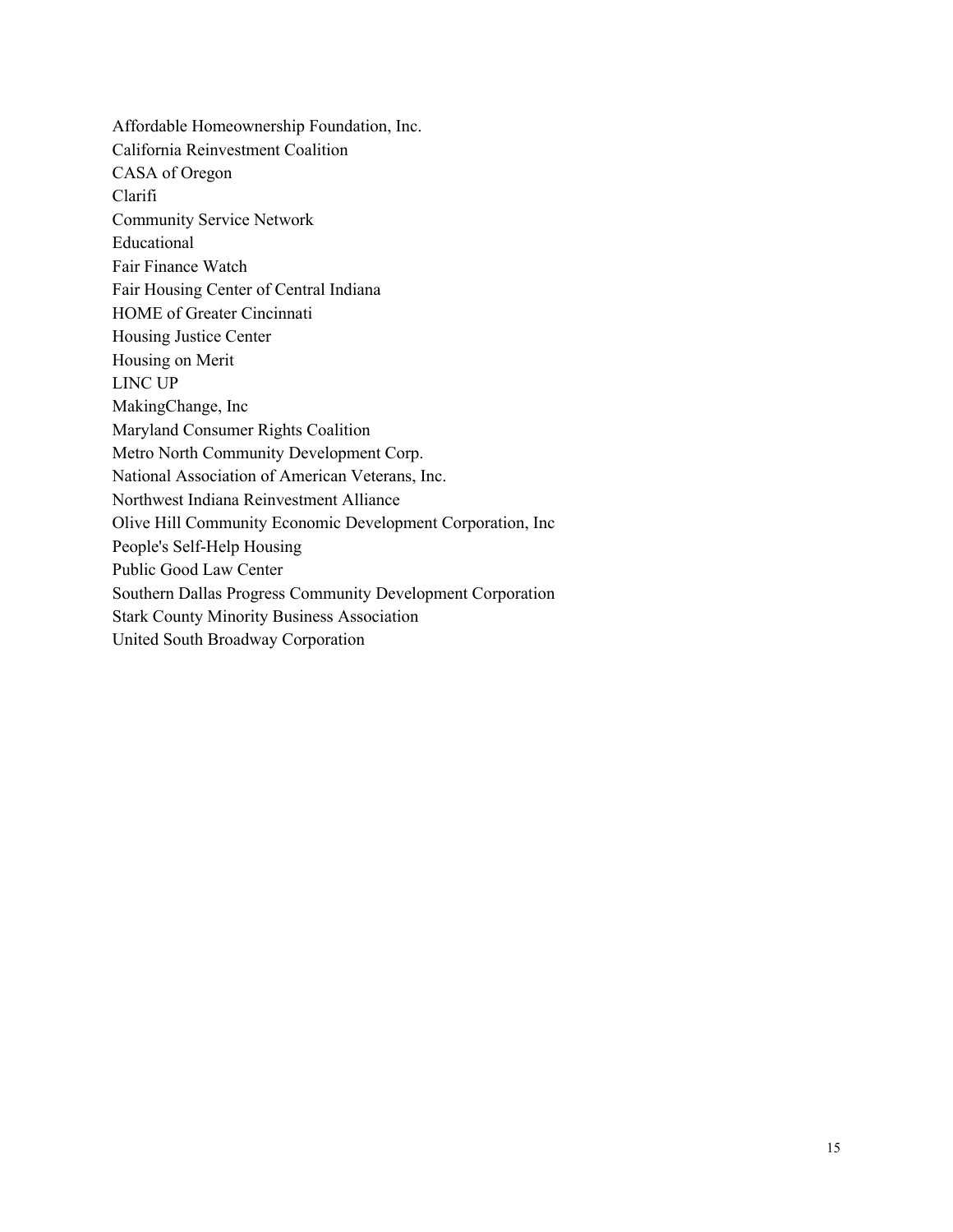Affordable Homeownership Foundation, Inc.
California Reinvestment Coalition
CASA of Oregon
Clarifi
Community Service Network
Educational
Fair Finance Watch
Fair Housing Center of Central Indiana
HOME of Greater Cincinnati
Housing Justice Center
Housing on Merit
LINC UP
MakingChange, Inc
Maryland Consumer Rights Coalition
Metro North Community Development Corp.
National Association of American Veterans, Inc.
Northwest Indiana Reinvestment Alliance
Olive Hill Community Economic Development Corporation, Inc
People's Self-Help Housing
Public Good Law Center
Southern Dallas Progress Community Development Corporation
Stark County Minority Business Association
United South Broadway Corporation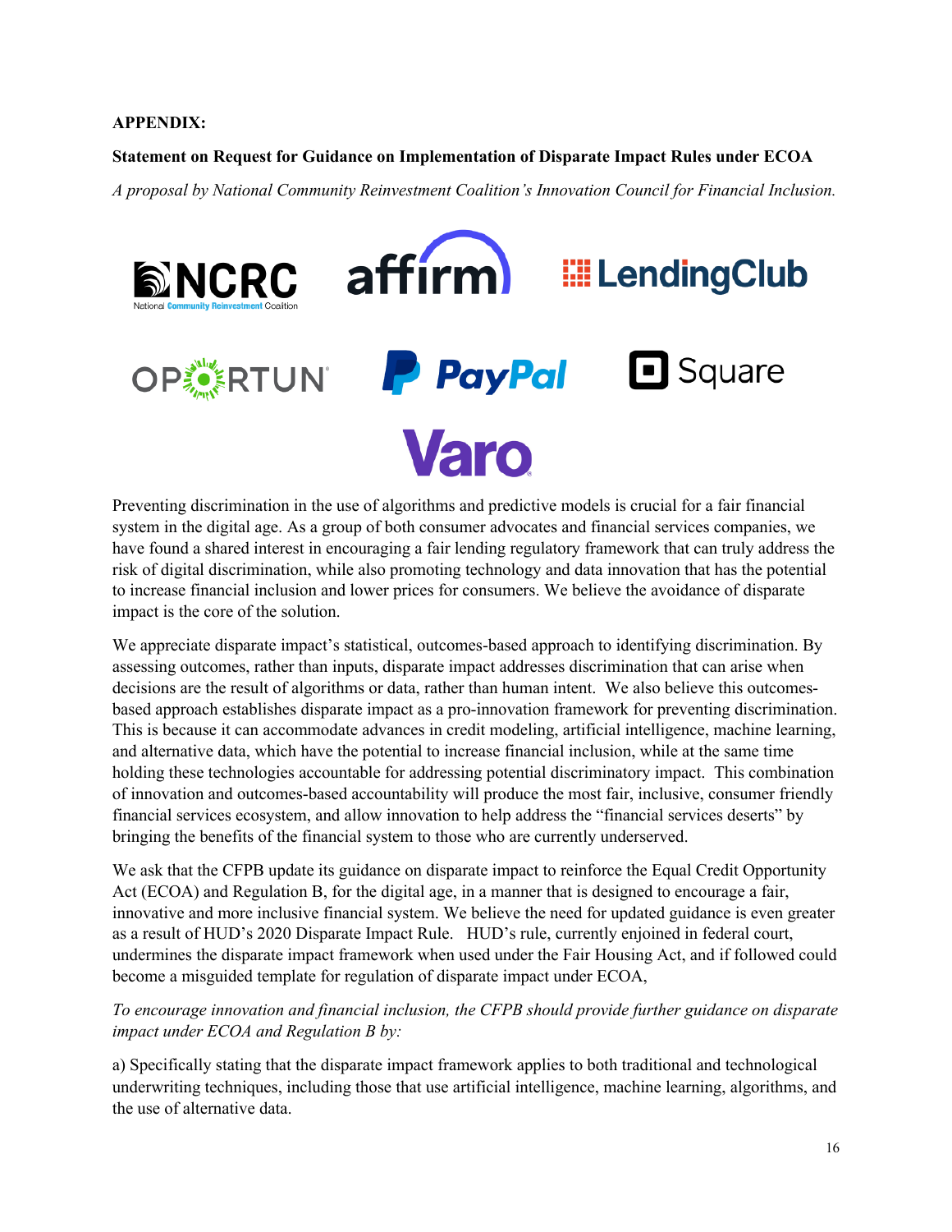**APPENDIX:**

**Statement on Request for Guidance on Implementation of Disparate Impact Rules under ECOA**

*A proposal by National Community Reinvestment Coalition's Innovation Council for Financial Inclusion.*

Preventing discrimination in the use of algorithms and predictive models is crucial for a fair financial system in the digital age. As a group of both consumer advocates and financial services companies, we have found a shared interest in encouraging a fair lending regulatory framework that can truly address the risk of digital discrimination, while also promoting technology and data innovation that has the potential to increase financial inclusion and lower prices for consumers. We believe the avoidance of disparate impact is the core of the solution.

We appreciate disparate impact's statistical, outcomes-based approach to identifying discrimination. By assessing outcomes, rather than inputs, disparate impact addresses discrimination that can arise when decisions are the result of algorithms or data, rather than human intent. We also believe this outcomes-based approach establishes disparate impact as a pro-innovation framework for preventing discrimination. This is because it can accommodate advances in credit modeling, artificial intelligence, machine learning, and alternative data, which have the potential to increase financial inclusion, while at the same time holding these technologies accountable for addressing potential discriminatory impact. This combination of innovation and outcomes-based accountability will produce the most fair, inclusive, consumer friendly financial services ecosystem, and allow innovation to help address the "financial services deserts" by bringing the benefits of the financial system to those who are currently underserved.

We ask that the CFPB update its guidance on disparate impact to reinforce the Equal Credit Opportunity Act (ECOA) and Regulation B, for the digital age, in a manner that is designed to encourage a fair, innovative and more inclusive financial system. We believe the need for updated guidance is even greater as a result of HUD's 2020 Disparate Impact Rule. HUD's rule, currently enjoined in federal court, undermines the disparate impact framework when used under the Fair Housing Act, and if followed could become a misguided template for regulation of disparate impact under ECOA,

*To encourage innovation and financial inclusion, the CFPB should provide further guidance on disparate impact under ECOA and Regulation B by:*

a) Specifically stating that the disparate impact framework applies to both traditional and technological underwriting techniques, including those that use artificial intelligence, machine learning, algorithms, and the use of alternative data.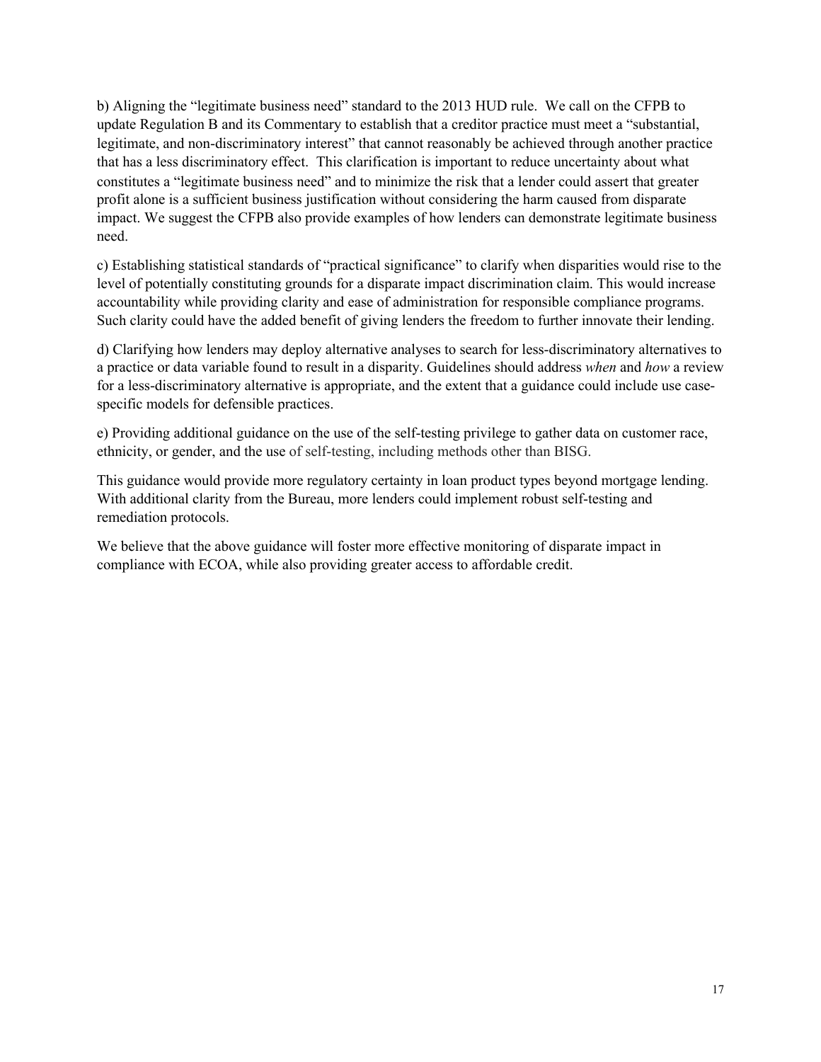b) Aligning the "legitimate business need" standard to the 2013 HUD rule. We call on the CFPB to update Regulation B and its Commentary to establish that a creditor practice must meet a "substantial, legitimate, and non-discriminatory interest" that cannot reasonably be achieved through another practice that has a less discriminatory effect. This clarification is important to reduce uncertainty about what constitutes a "legitimate business need" and to minimize the risk that a lender could assert that greater profit alone is a sufficient business justification without considering the harm caused from disparate impact. We suggest the CFPB also provide examples of how lenders can demonstrate legitimate business need.

c) Establishing statistical standards of "practical significance" to clarify when disparities would rise to the level of potentially constituting grounds for a disparate impact discrimination claim. This would increase accountability while providing clarity and ease of administration for responsible compliance programs. Such clarity could have the added benefit of giving lenders the freedom to further innovate their lending.

d) Clarifying how lenders may deploy alternative analyses to search for less-discriminatory alternatives to a practice or data variable found to result in a disparity. Guidelines should address *when* and *how* a review for a less-discriminatory alternative is appropriate, and the extent that a guidance could include use case-specific models for defensible practices.

e) Providing additional guidance on the use of the self-testing privilege to gather data on customer race, ethnicity, or gender, and the use of self-testing, including methods other than BISG.

This guidance would provide more regulatory certainty in loan product types beyond mortgage lending. With additional clarity from the Bureau, more lenders could implement robust self-testing and remediation protocols.

We believe that the above guidance will foster more effective monitoring of disparate impact in compliance with ECOA, while also providing greater access to affordable credit.